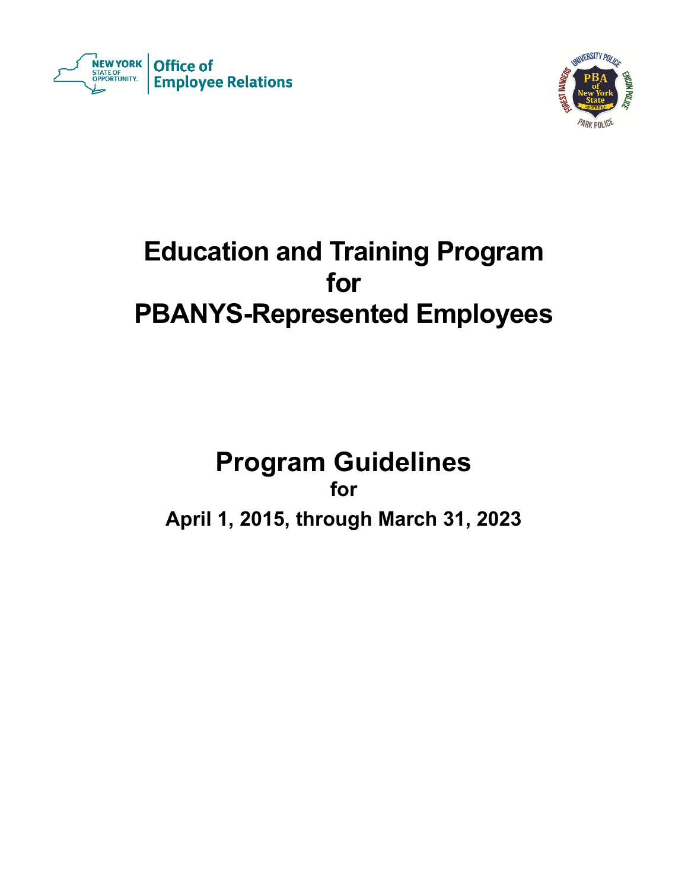NEW YORK STATE OF OPPORTUNITY. | Office of Employee Relations

# Education and Training Program for PBANYS-Represented Employees

## Program Guidelines

**for**

**April 1, 2015, through March 31, 2023**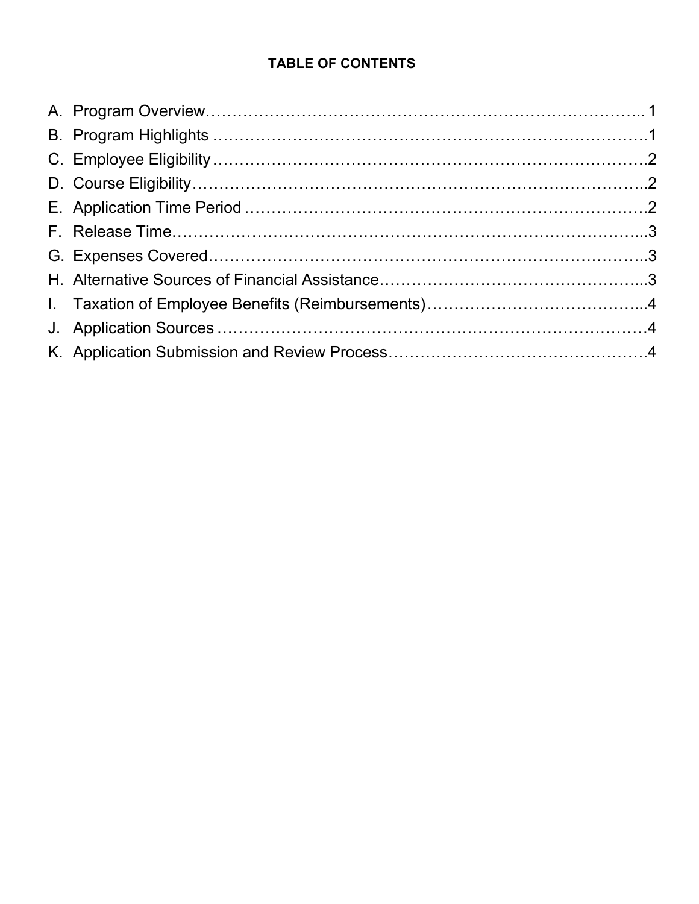**TABLE OF CONTENTS**

A. Program Overview……………………………………………………………………….. 1
B. Program Highlights …………………………………………………………………………1
C. Employee Eligibility……………………………………………………………………….2
D. Course Eligibility…………………………………………………………………………..2
E. Application Time Period ………………………………………………………………….2
F. Release Time………………………………………………………………………………...3
G. Expenses Covered………………………………………………………………………...3
H. Alternative Sources of Financial Assistance…………………………………………...3
I. Taxation of Employee Benefits (Reimbursements)………………………………….....4
J. Application Sources ……………………………………………………………………….4
K. Application Submission and Review Process…………………………………………4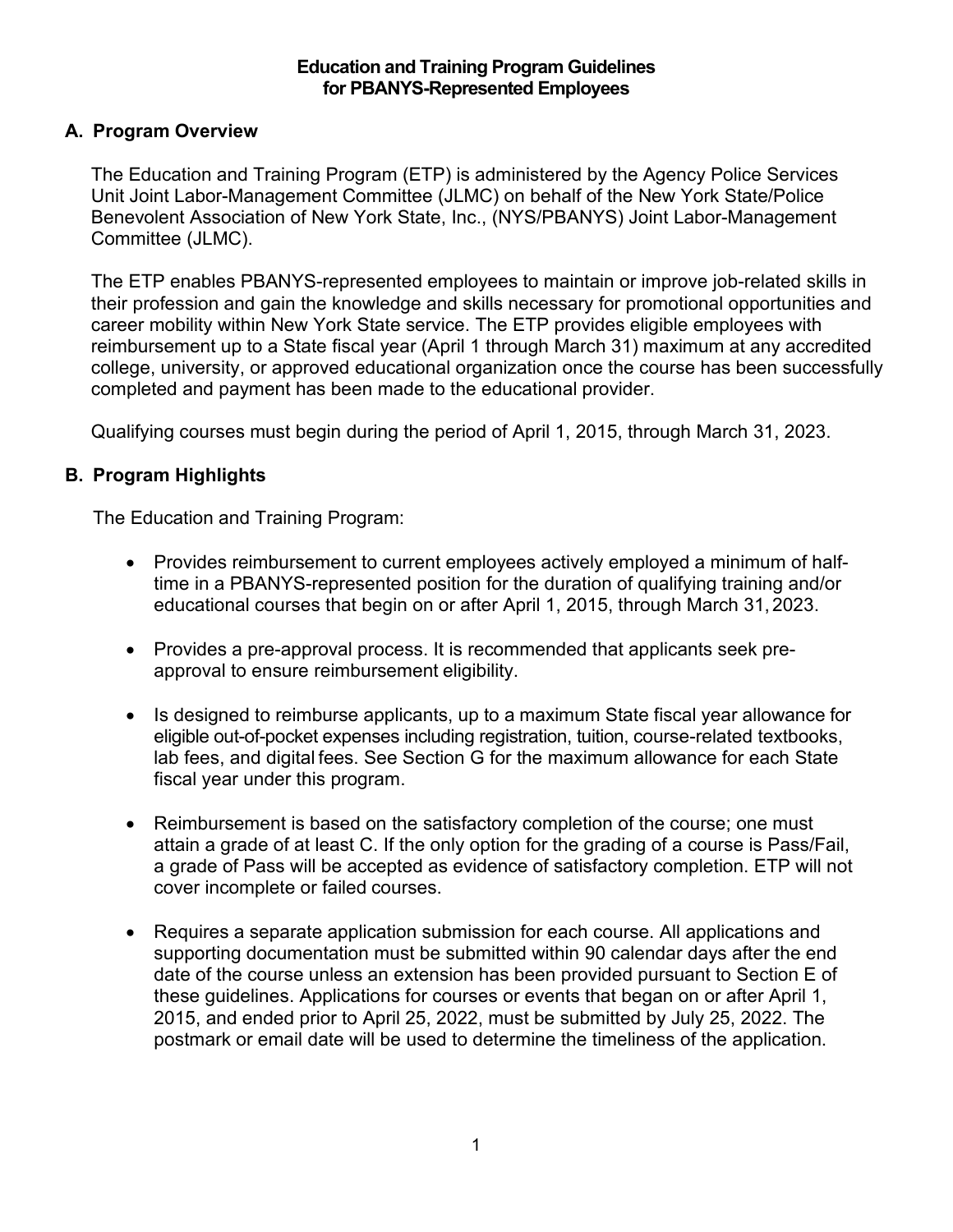# Education and Training Program Guidelines for PBANYS-Represented Employees

## A. Program Overview

The Education and Training Program (ETP) is administered by the Agency Police Services Unit Joint Labor-Management Committee (JLMC) on behalf of the New York State/Police Benevolent Association of New York State, Inc., (NYS/PBANYS) Joint Labor-Management Committee (JLMC).

The ETP enables PBANYS-represented employees to maintain or improve job-related skills in their profession and gain the knowledge and skills necessary for promotional opportunities and career mobility within New York State service. The ETP provides eligible employees with reimbursement up to a State fiscal year (April 1 through March 31) maximum at any accredited college, university, or approved educational organization once the course has been successfully completed and payment has been made to the educational provider.

Qualifying courses must begin during the period of April 1, 2015, through March 31, 2023.

## B. Program Highlights

The Education and Training Program:

- Provides reimbursement to current employees actively employed a minimum of half-time in a PBANYS-represented position for the duration of qualifying training and/or educational courses that begin on or after April 1, 2015, through March 31, 2023.
- Provides a pre-approval process. It is recommended that applicants seek pre-approval to ensure reimbursement eligibility.
- Is designed to reimburse applicants, up to a maximum State fiscal year allowance for eligible out-of-pocket expenses including registration, tuition, course-related textbooks, lab fees, and digital fees. See Section G for the maximum allowance for each State fiscal year under this program.
- Reimbursement is based on the satisfactory completion of the course; one must attain a grade of at least C. If the only option for the grading of a course is Pass/Fail, a grade of Pass will be accepted as evidence of satisfactory completion. ETP will not cover incomplete or failed courses.
- Requires a separate application submission for each course. All applications and supporting documentation must be submitted within 90 calendar days after the end date of the course unless an extension has been provided pursuant to Section E of these guidelines. Applications for courses or events that began on or after April 1, 2015, and ended prior to April 25, 2022, must be submitted by July 25, 2022. The postmark or email date will be used to determine the timeliness of the application.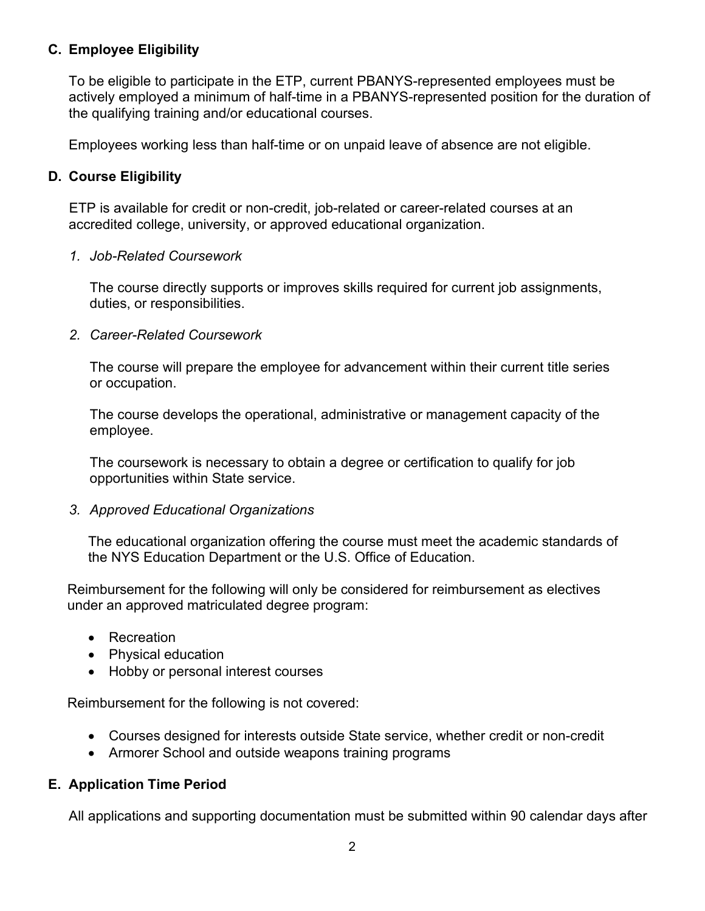## C. Employee Eligibility

To be eligible to participate in the ETP, current PBANYS-represented employees must be actively employed a minimum of half-time in a PBANYS-represented position for the duration of the qualifying training and/or educational courses.

Employees working less than half-time or on unpaid leave of absence are not eligible.

## D. Course Eligibility

ETP is available for credit or non-credit, job-related or career-related courses at an accredited college, university, or approved educational organization.

*1. Job-Related Coursework*

The course directly supports or improves skills required for current job assignments, duties, or responsibilities.

*2. Career-Related Coursework*

The course will prepare the employee for advancement within their current title series or occupation.

The course develops the operational, administrative or management capacity of the employee.

The coursework is necessary to obtain a degree or certification to qualify for job opportunities within State service.

*3. Approved Educational Organizations*

The educational organization offering the course must meet the academic standards of the NYS Education Department or the U.S. Office of Education.

Reimbursement for the following will only be considered for reimbursement as electives under an approved matriculated degree program:

- Recreation
- Physical education
- Hobby or personal interest courses

Reimbursement for the following is not covered:

- Courses designed for interests outside State service, whether credit or non-credit
- Armorer School and outside weapons training programs

## E. Application Time Period

All applications and supporting documentation must be submitted within 90 calendar days after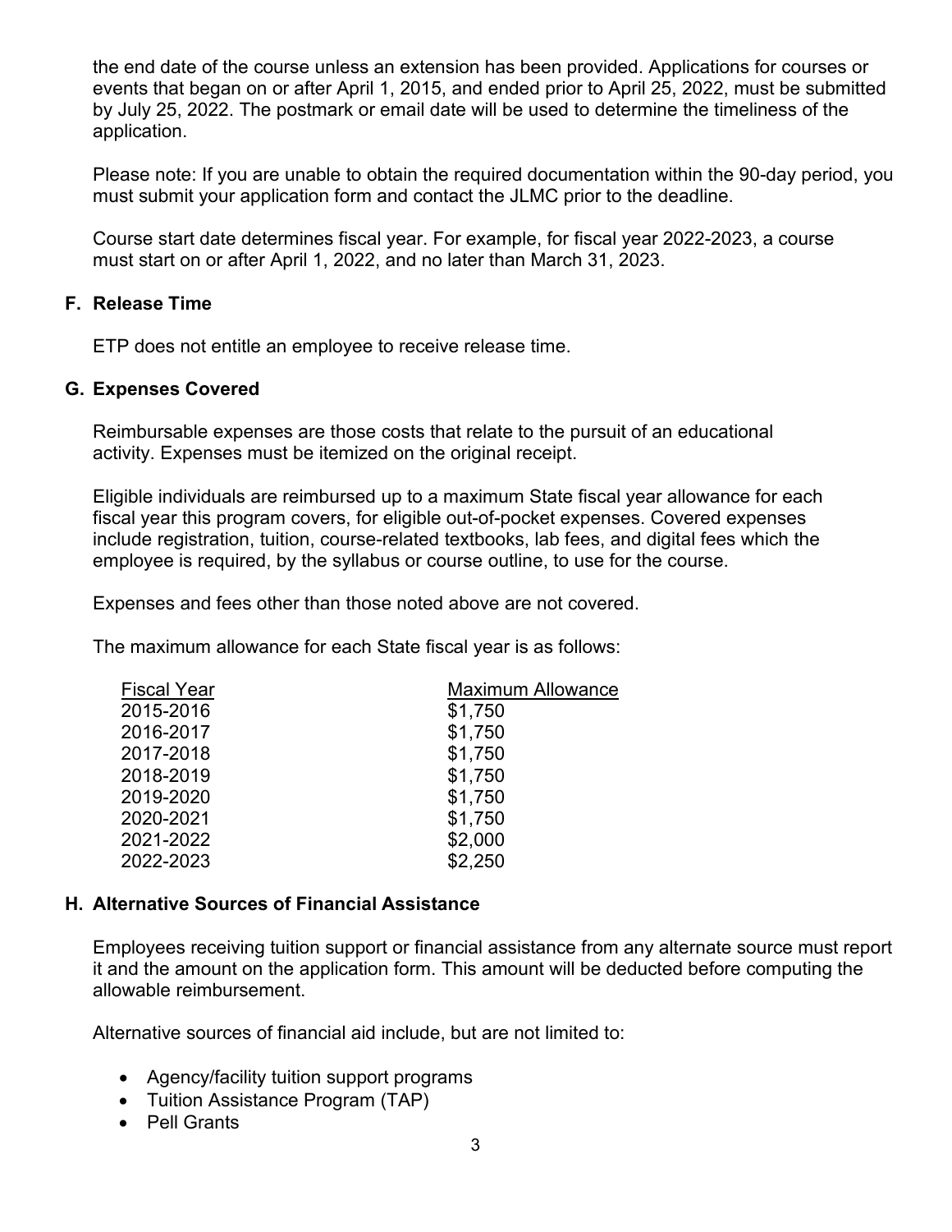the end date of the course unless an extension has been provided. Applications for courses or events that began on or after April 1, 2015, and ended prior to April 25, 2022, must be submitted by July 25, 2022. The postmark or email date will be used to determine the timeliness of the application.

Please note: If you are unable to obtain the required documentation within the 90-day period, you must submit your application form and contact the JLMC prior to the deadline.

Course start date determines fiscal year. For example, for fiscal year 2022-2023, a course must start on or after April 1, 2022, and no later than March 31, 2023.

### F. Release Time

ETP does not entitle an employee to receive release time.

### G. Expenses Covered

Reimbursable expenses are those costs that relate to the pursuit of an educational activity. Expenses must be itemized on the original receipt.

Eligible individuals are reimbursed up to a maximum State fiscal year allowance for each fiscal year this program covers, for eligible out-of-pocket expenses. Covered expenses include registration, tuition, course-related textbooks, lab fees, and digital fees which the employee is required, by the syllabus or course outline, to use for the course.

Expenses and fees other than those noted above are not covered.

The maximum allowance for each State fiscal year is as follows:

| Fiscal Year | Maximum Allowance |
| --- | --- |
| 2015-2016 | $1,750 |
| 2016-2017 | $1,750 |
| 2017-2018 | $1,750 |
| 2018-2019 | $1,750 |
| 2019-2020 | $1,750 |
| 2020-2021 | $1,750 |
| 2021-2022 | $2,000 |
| 2022-2023 | $2,250 |

### H. Alternative Sources of Financial Assistance

Employees receiving tuition support or financial assistance from any alternate source must report it and the amount on the application form. This amount will be deducted before computing the allowable reimbursement.

Alternative sources of financial aid include, but are not limited to:

- Agency/facility tuition support programs
- Tuition Assistance Program (TAP)
- Pell Grants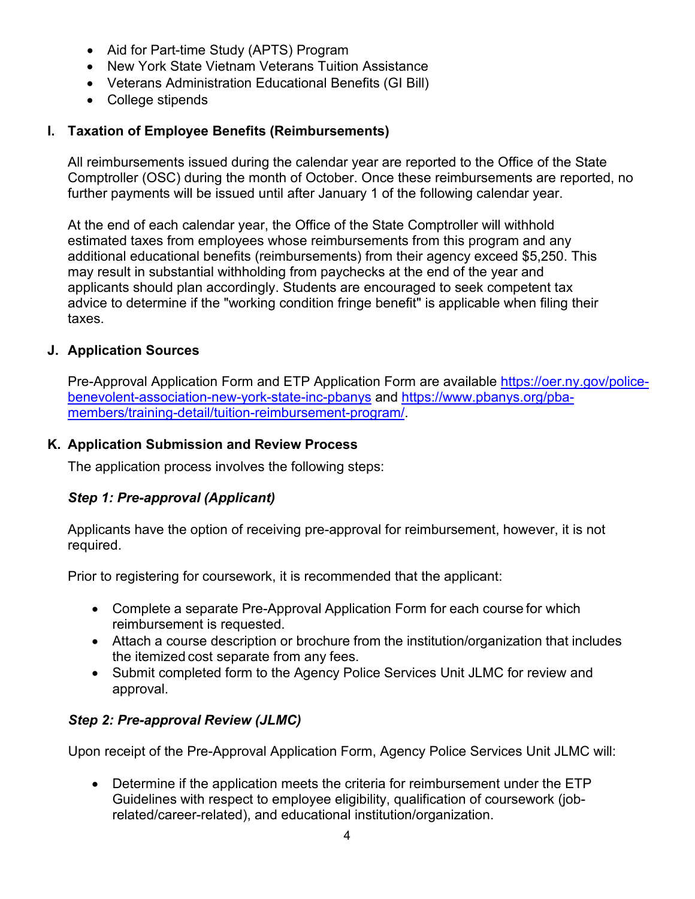- Aid for Part-time Study (APTS) Program
- New York State Vietnam Veterans Tuition Assistance
- Veterans Administration Educational Benefits (GI Bill)
- College stipends

## I. Taxation of Employee Benefits (Reimbursements)

All reimbursements issued during the calendar year are reported to the Office of the State Comptroller (OSC) during the month of October. Once these reimbursements are reported, no further payments will be issued until after January 1 of the following calendar year.

At the end of each calendar year, the Office of the State Comptroller will withhold estimated taxes from employees whose reimbursements from this program and any additional educational benefits (reimbursements) from their agency exceed $5,250. This may result in substantial withholding from paychecks at the end of the year and applicants should plan accordingly. Students are encouraged to seek competent tax advice to determine if the "working condition fringe benefit" is applicable when filing their taxes.

## J. Application Sources

Pre-Approval Application Form and ETP Application Form are available [https://oer.ny.gov/police-benevolent-association-new-york-state-inc-pbanys](https://oer.ny.gov/police-benevolent-association-new-york-state-inc-pbanys) and [https://www.pbanys.org/pba-members/training-detail/tuition-reimbursement-program/](https://www.pbanys.org/pba-members/training-detail/tuition-reimbursement-program/).

## K. Application Submission and Review Process

The application process involves the following steps:

### *Step 1: Pre-approval (Applicant)*

Applicants have the option of receiving pre-approval for reimbursement, however, it is not required.

Prior to registering for coursework, it is recommended that the applicant:

- Complete a separate Pre-Approval Application Form for each course for which reimbursement is requested.
- Attach a course description or brochure from the institution/organization that includes the itemized cost separate from any fees.
- Submit completed form to the Agency Police Services Unit JLMC for review and approval.

### *Step 2: Pre-approval Review (JLMC)*

Upon receipt of the Pre-Approval Application Form, Agency Police Services Unit JLMC will:

- Determine if the application meets the criteria for reimbursement under the ETP Guidelines with respect to employee eligibility, qualification of coursework (job-related/career-related), and educational institution/organization.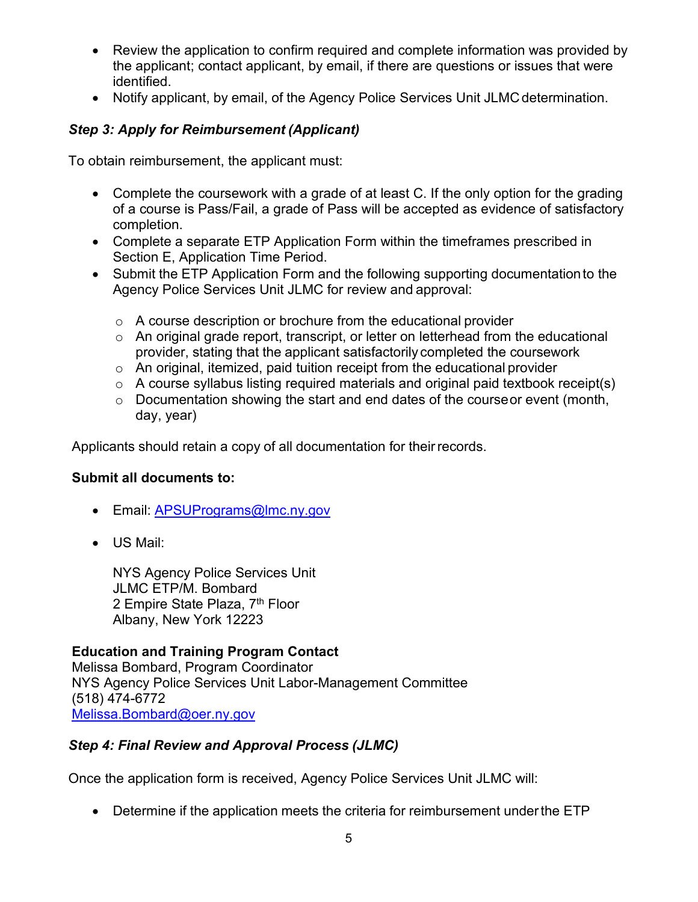- Review the application to confirm required and complete information was provided by the applicant; contact applicant, by email, if there are questions or issues that were identified.
- Notify applicant, by email, of the Agency Police Services Unit JLMC determination.

### *Step 3: Apply for Reimbursement (Applicant)*

To obtain reimbursement, the applicant must:

- Complete the coursework with a grade of at least C. If the only option for the grading of a course is Pass/Fail, a grade of Pass will be accepted as evidence of satisfactory completion.
- Complete a separate ETP Application Form within the timeframes prescribed in Section E, Application Time Period.
- Submit the ETP Application Form and the following supporting documentation to the Agency Police Services Unit JLMC for review and approval:
  - A course description or brochure from the educational provider
  - An original grade report, transcript, or letter on letterhead from the educational provider, stating that the applicant satisfactorily completed the coursework
  - An original, itemized, paid tuition receipt from the educational provider
  - A course syllabus listing required materials and original paid textbook receipt(s)
  - Documentation showing the start and end dates of the course or event (month, day, year)

Applicants should retain a copy of all documentation for their records.

**Submit all documents to:**

- Email: APSUPrograms@lmc.ny.gov
- US Mail:

  NYS Agency Police Services Unit
  JLMC ETP/M. Bombard
  2 Empire State Plaza, 7th Floor
  Albany, New York 12223

**Education and Training Program Contact**
Melissa Bombard, Program Coordinator
NYS Agency Police Services Unit Labor-Management Committee
(518) 474-6772
Melissa.Bombard@oer.ny.gov

### *Step 4: Final Review and Approval Process (JLMC)*

Once the application form is received, Agency Police Services Unit JLMC will:

- Determine if the application meets the criteria for reimbursement under the ETP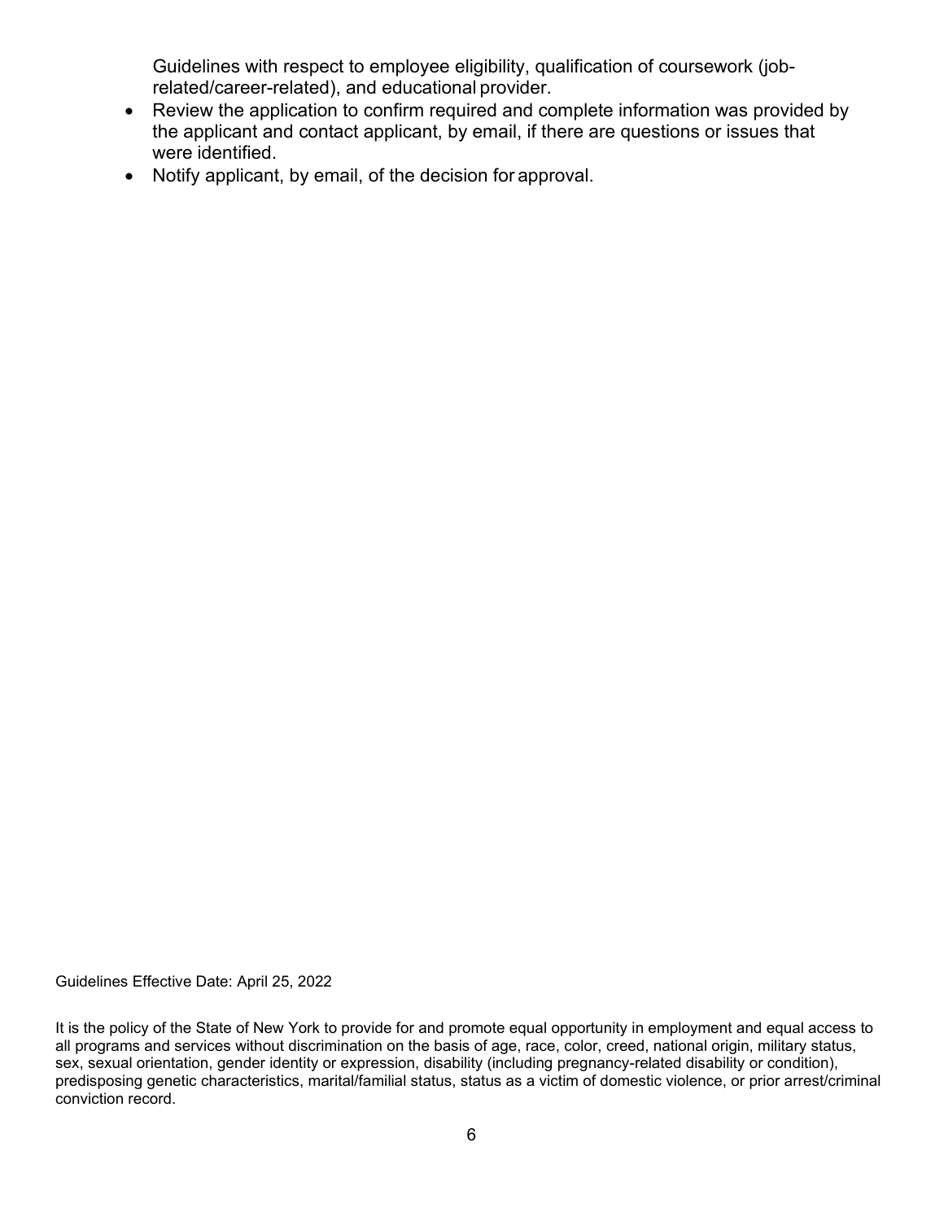Guidelines with respect to employee eligibility, qualification of coursework (job-related/career-related), and educational provider.

- Review the application to confirm required and complete information was provided by the applicant and contact applicant, by email, if there are questions or issues that were identified.
- Notify applicant, by email, of the decision for approval.

Guidelines Effective Date: April 25, 2022

It is the policy of the State of New York to provide for and promote equal opportunity in employment and equal access to all programs and services without discrimination on the basis of age, race, color, creed, national origin, military status, sex, sexual orientation, gender identity or expression, disability (including pregnancy-related disability or condition), predisposing genetic characteristics, marital/familial status, status as a victim of domestic violence, or prior arrest/criminal conviction record.